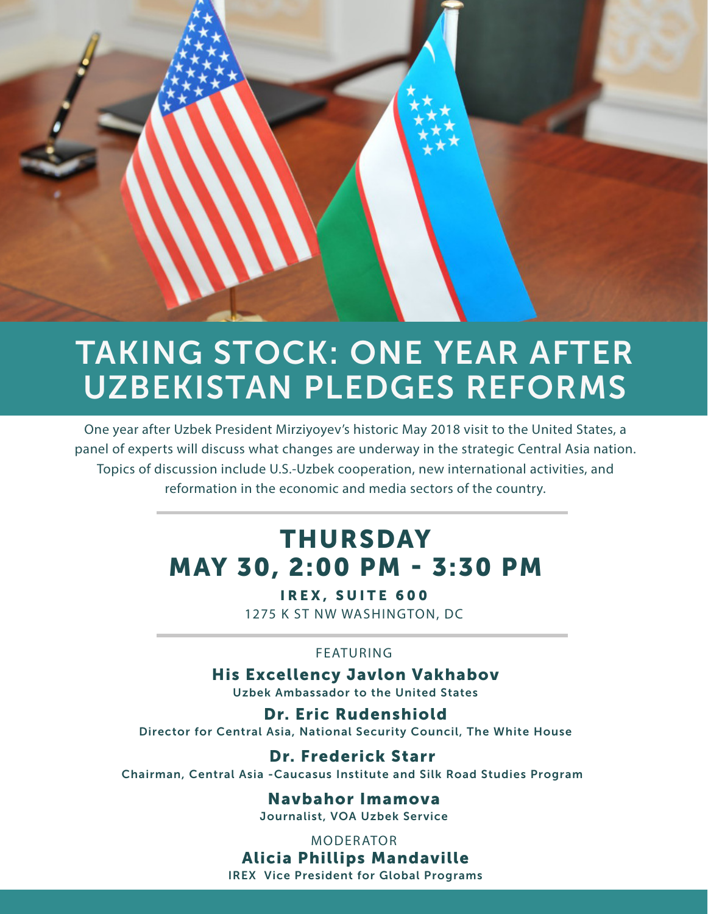# TAKING STOCK: ONE YEAR AFTER UZBEKISTAN PLEDGES REFORMS

One year after Uzbek President Mirziyoyev's historic May 2018 visit to the United States, a panel of experts will discuss what changes are underway in the strategic Central Asia nation. Topics of discussion include U.S.-Uzbek cooperation, new international activities, and reformation in the economic and media sectors of the country.

## THURSDAY
## MAY 30, 2:00 PM - 3:30 PM

**IREX, SUITE 600**
1275 K ST NW WASHINGTON, DC

FEATURING

**His Excellency Javlon Vakhabov**
Uzbek Ambassador to the United States

**Dr. Eric Rudenshiold**
Director for Central Asia, National Security Council, The White House

**Dr. Frederick Starr**
Chairman, Central Asia -Caucasus Institute and Silk Road Studies Program

**Navbahor Imamova**
Journalist, VOA Uzbek Service

MODERATOR

**Alicia Phillips Mandaville**
IREX Vice President for Global Programs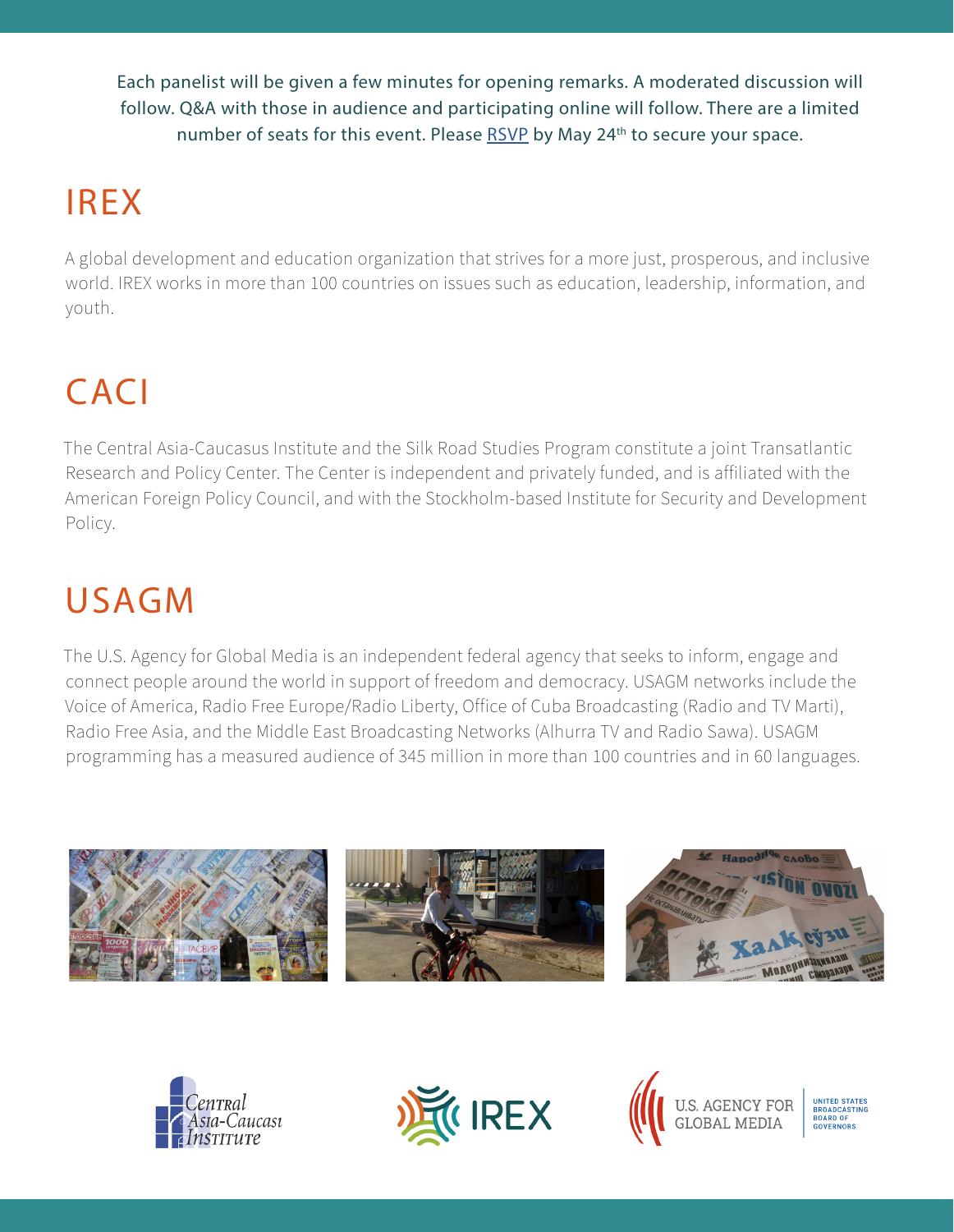Each panelist will be given a few minutes for opening remarks. A moderated discussion will follow. Q&A with those in audience and participating online will follow. There are a limited number of seats for this event. Please RSVP by May 24th to secure your space.

## IREX

A global development and education organization that strives for a more just, prosperous, and inclusive world. IREX works in more than 100 countries on issues such as education, leadership, information, and youth.

## CACI

The Central Asia-Caucasus Institute and the Silk Road Studies Program constitute a joint Transatlantic Research and Policy Center. The Center is independent and privately funded, and is affiliated with the American Foreign Policy Council, and with the Stockholm-based Institute for Security and Development Policy.

## USAGM

The U.S. Agency for Global Media is an independent federal agency that seeks to inform, engage and connect people around the world in support of freedom and democracy. USAGM networks include the Voice of America, Radio Free Europe/Radio Liberty, Office of Cuba Broadcasting (Radio and TV Marti), Radio Free Asia, and the Middle East Broadcasting Networks (Alhurra TV and Radio Sawa). USAGM programming has a measured audience of 345 million in more than 100 countries and in 60 languages.